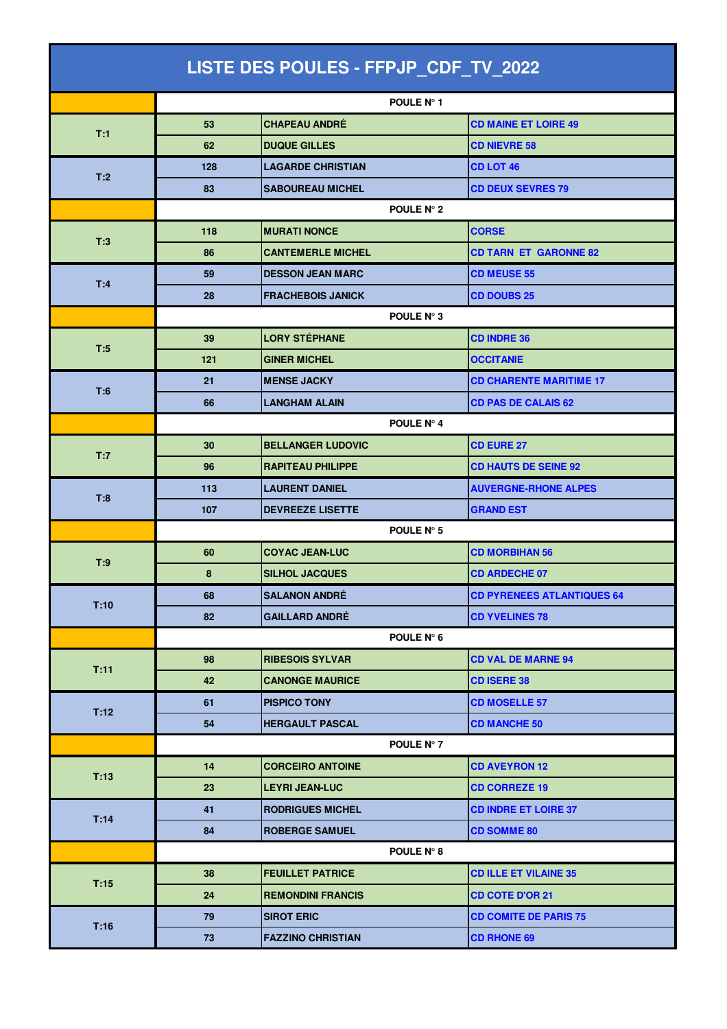# LISTE DES POULES - FFPJP_CDF_TV_2022

| | | | |
|---|---|---|---|
| | | POULE N° 1 | |
| T:1 | 53 | CHAPEAU ANDRÉ | CD MAINE ET LOIRE 49 |
| | 62 | DUQUE GILLES | CD NIEVRE 58 |
| T:2 | 128 | LAGARDE CHRISTIAN | CD LOT 46 |
| | 83 | SABOUREAU MICHEL | CD DEUX SEVRES 79 |
| | | POULE N° 2 | |
| T:3 | 118 | MURATI NONCE | CORSE |
| | 86 | CANTEMERLE MICHEL | CD TARN ET GARONNE 82 |
| T:4 | 59 | DESSON JEAN MARC | CD MEUSE 55 |
| | 28 | FRACHEBOIS JANICK | CD DOUBS 25 |
| | | POULE N° 3 | |
| T:5 | 39 | LORY STÉPHANE | CD INDRE 36 |
| | 121 | GINER MICHEL | OCCITANIE |
| T:6 | 21 | MENSE JACKY | CD CHARENTE MARITIME 17 |
| | 66 | LANGHAM ALAIN | CD PAS DE CALAIS 62 |
| | | POULE N° 4 | |
| T:7 | 30 | BELLANGER LUDOVIC | CD EURE 27 |
| | 96 | RAPITEAU PHILIPPE | CD HAUTS DE SEINE 92 |
| T:8 | 113 | LAURENT DANIEL | AUVERGNE-RHONE ALPES |
| | 107 | DEVREEZE LISETTE | GRAND EST |
| | | POULE N° 5 | |
| T:9 | 60 | COYAC JEAN-LUC | CD MORBIHAN 56 |
| | 8 | SILHOL JACQUES | CD ARDECHE 07 |
| T:10 | 68 | SALANON ANDRÉ | CD PYRENEES ATLANTIQUES 64 |
| | 82 | GAILLARD ANDRÉ | CD YVELINES 78 |
| | | POULE N° 6 | |
| T:11 | 98 | RIBESOIS SYLVAR | CD VAL DE MARNE 94 |
| | 42 | CANONGE MAURICE | CD ISERE 38 |
| T:12 | 61 | PISPICO TONY | CD MOSELLE 57 |
| | 54 | HERGAULT PASCAL | CD MANCHE 50 |
| | | POULE N° 7 | |
| T:13 | 14 | CORCEIRO ANTOINE | CD AVEYRON 12 |
| | 23 | LEYRI JEAN-LUC | CD CORREZE 19 |
| T:14 | 41 | RODRIGUES MICHEL | CD INDRE ET LOIRE 37 |
| | 84 | ROBERGE SAMUEL | CD SOMME 80 |
| | | POULE N° 8 | |
| T:15 | 38 | FEUILLET PATRICE | CD ILLE ET VILAINE 35 |
| | 24 | REMONDINI FRANCIS | CD COTE D'OR 21 |
| T:16 | 79 | SIROT ERIC | CD COMITE DE PARIS 75 |
| | 73 | FAZZINO CHRISTIAN | CD RHONE 69 |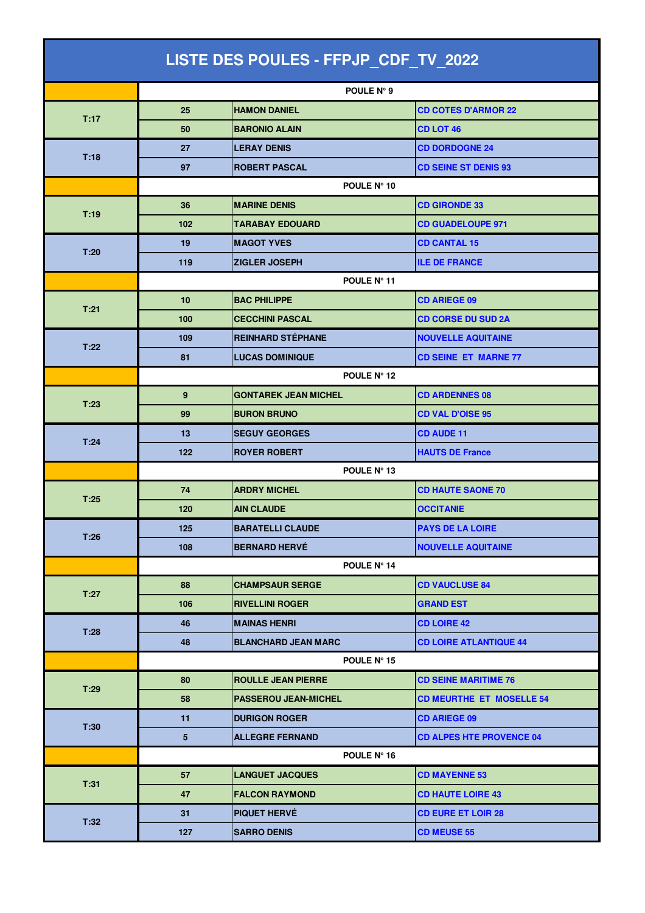# LISTE DES POULES - FFPJP_CDF_TV_2022

| | | | |
|---|---|---|---|
| | POULE N° 9 | | |
| T:17 | 25 | HAMON DANIEL | CD COTES D'ARMOR 22 |
| | 50 | BARONIO ALAIN | CD LOT 46 |
| T:18 | 27 | LERAY DENIS | CD DORDOGNE 24 |
| | 97 | ROBERT PASCAL | CD SEINE ST DENIS 93 |
| | POULE N° 10 | | |
| T:19 | 36 | MARINE DENIS | CD GIRONDE 33 |
| | 102 | TARABAY EDOUARD | CD GUADELOUPE 971 |
| T:20 | 19 | MAGOT YVES | CD CANTAL 15 |
| | 119 | ZIGLER JOSEPH | ILE DE FRANCE |
| | POULE N° 11 | | |
| T:21 | 10 | BAC PHILIPPE | CD ARIEGE 09 |
| | 100 | CECCHINI PASCAL | CD CORSE DU SUD 2A |
| T:22 | 109 | REINHARD STÉPHANE | NOUVELLE AQUITAINE |
| | 81 | LUCAS DOMINIQUE | CD SEINE ET MARNE 77 |
| | POULE N° 12 | | |
| T:23 | 9 | GONTAREK JEAN MICHEL | CD ARDENNES 08 |
| | 99 | BURON BRUNO | CD VAL D'OISE 95 |
| T:24 | 13 | SEGUY GEORGES | CD AUDE 11 |
| | 122 | ROYER ROBERT | HAUTS DE France |
| | POULE N° 13 | | |
| T:25 | 74 | ARDRY MICHEL | CD HAUTE SAONE 70 |
| | 120 | AIN CLAUDE | OCCITANIE |
| T:26 | 125 | BARATELLI CLAUDE | PAYS DE LA LOIRE |
| | 108 | BERNARD HERVÉ | NOUVELLE AQUITAINE |
| | POULE N° 14 | | |
| T:27 | 88 | CHAMPSAUR SERGE | CD VAUCLUSE 84 |
| | 106 | RIVELLINI ROGER | GRAND EST |
| T:28 | 46 | MAINAS HENRI | CD LOIRE 42 |
| | 48 | BLANCHARD JEAN MARC | CD LOIRE ATLANTIQUE 44 |
| | POULE N° 15 | | |
| T:29 | 80 | ROULLE JEAN PIERRE | CD SEINE MARITIME 76 |
| | 58 | PASSEROU JEAN-MICHEL | CD MEURTHE ET MOSELLE 54 |
| T:30 | 11 | DURIGON ROGER | CD ARIEGE 09 |
| | 5 | ALLEGRE FERNAND | CD ALPES HTE PROVENCE 04 |
| | POULE N° 16 | | |
| T:31 | 57 | LANGUET JACQUES | CD MAYENNE 53 |
| | 47 | FALCON RAYMOND | CD HAUTE LOIRE 43 |
| T:32 | 31 | PIQUET HERVÉ | CD EURE ET LOIR 28 |
| | 127 | SARRO DENIS | CD MEUSE 55 |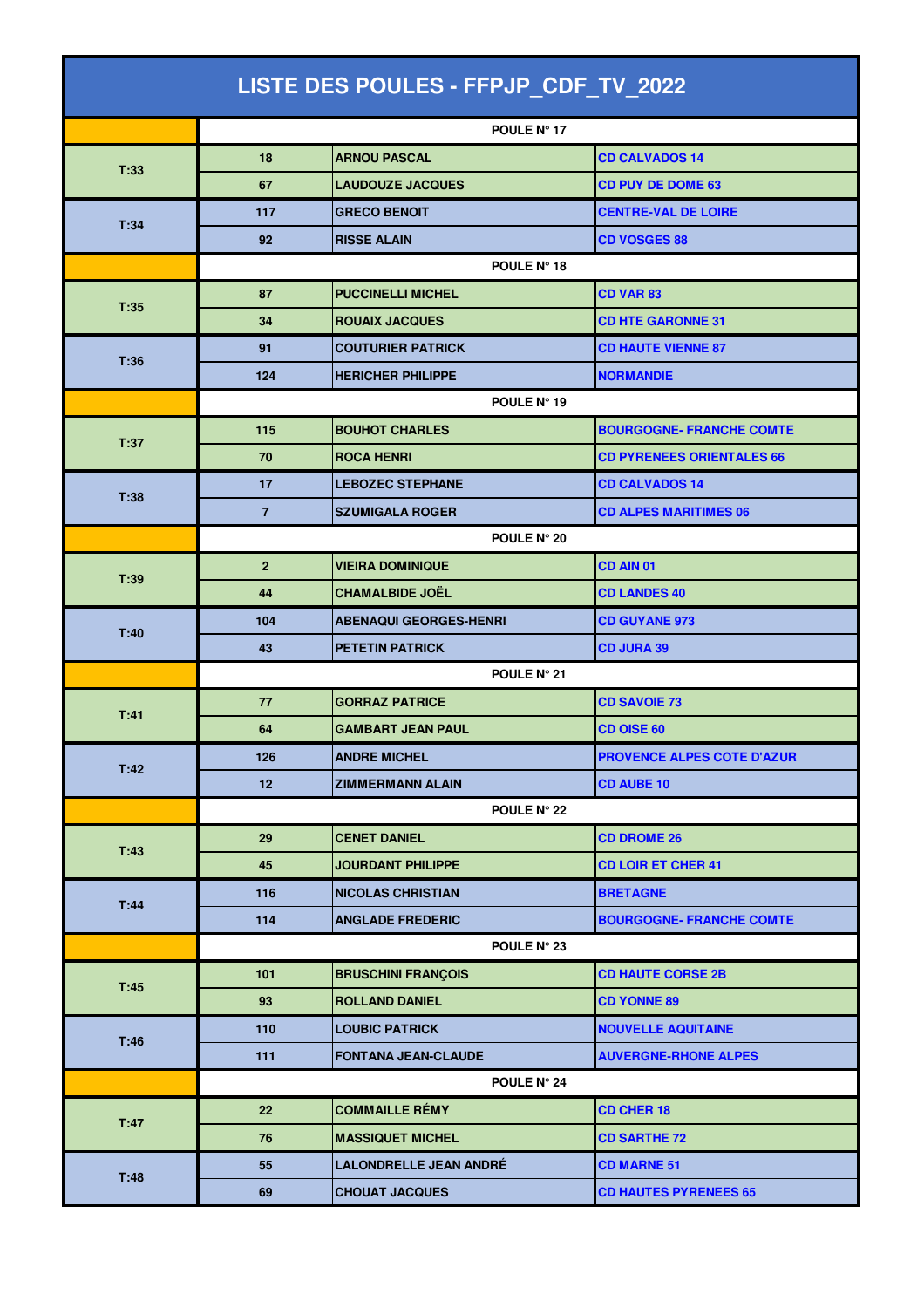# LISTE DES POULES - FFPJP_CDF_TV_2022

| | | | |
|---|---|---|---|
| | **POULE N° 17** | | |
| **T:33** | 18 | ARNOU PASCAL | CD CALVADOS 14 |
| | 67 | LAUDOUZE JACQUES | CD PUY DE DOME 63 |
| **T:34** | 117 | GRECO BENOIT | CENTRE-VAL DE LOIRE |
| | 92 | RISSE ALAIN | CD VOSGES 88 |
| | **POULE N° 18** | | |
| **T:35** | 87 | PUCCINELLI MICHEL | CD VAR 83 |
| | 34 | ROUAIX JACQUES | CD HTE GARONNE 31 |
| **T:36** | 91 | COUTURIER PATRICK | CD HAUTE VIENNE 87 |
| | 124 | HERICHER PHILIPPE | NORMANDIE |
| | **POULE N° 19** | | |
| **T:37** | 115 | BOUHOT CHARLES | BOURGOGNE- FRANCHE COMTE |
| | 70 | ROCA HENRI | CD PYRENEES ORIENTALES 66 |
| **T:38** | 17 | LEBOZEC STEPHANE | CD CALVADOS 14 |
| | 7 | SZUMIGALA ROGER | CD ALPES MARITIMES 06 |
| | **POULE N° 20** | | |
| **T:39** | 2 | VIEIRA DOMINIQUE | CD AIN 01 |
| | 44 | CHAMALBIDE JOËL | CD LANDES 40 |
| **T:40** | 104 | ABENAQUI GEORGES-HENRI | CD GUYANE 973 |
| | 43 | PETETIN PATRICK | CD JURA 39 |
| | **POULE N° 21** | | |
| **T:41** | 77 | GORRAZ PATRICE | CD SAVOIE 73 |
| | 64 | GAMBART JEAN PAUL | CD OISE 60 |
| **T:42** | 126 | ANDRE MICHEL | PROVENCE ALPES COTE D'AZUR |
| | 12 | ZIMMERMANN ALAIN | CD AUBE 10 |
| | **POULE N° 22** | | |
| **T:43** | 29 | CENET DANIEL | CD DROME 26 |
| | 45 | JOURDANT PHILIPPE | CD LOIR ET CHER 41 |
| **T:44** | 116 | NICOLAS CHRISTIAN | BRETAGNE |
| | 114 | ANGLADE FREDERIC | BOURGOGNE- FRANCHE COMTE |
| | **POULE N° 23** | | |
| **T:45** | 101 | BRUSCHINI FRANÇOIS | CD HAUTE CORSE 2B |
| | 93 | ROLLAND DANIEL | CD YONNE 89 |
| **T:46** | 110 | LOUBIC PATRICK | NOUVELLE AQUITAINE |
| | 111 | FONTANA JEAN-CLAUDE | AUVERGNE-RHONE ALPES |
| | **POULE N° 24** | | |
| **T:47** | 22 | COMMAILLE RÉMY | CD CHER 18 |
| | 76 | MASSIQUET MICHEL | CD SARTHE 72 |
| **T:48** | 55 | LALONDRELLE JEAN ANDRÉ | CD MARNE 51 |
| | 69 | CHOUAT JACQUES | CD HAUTES PYRENEES 65 |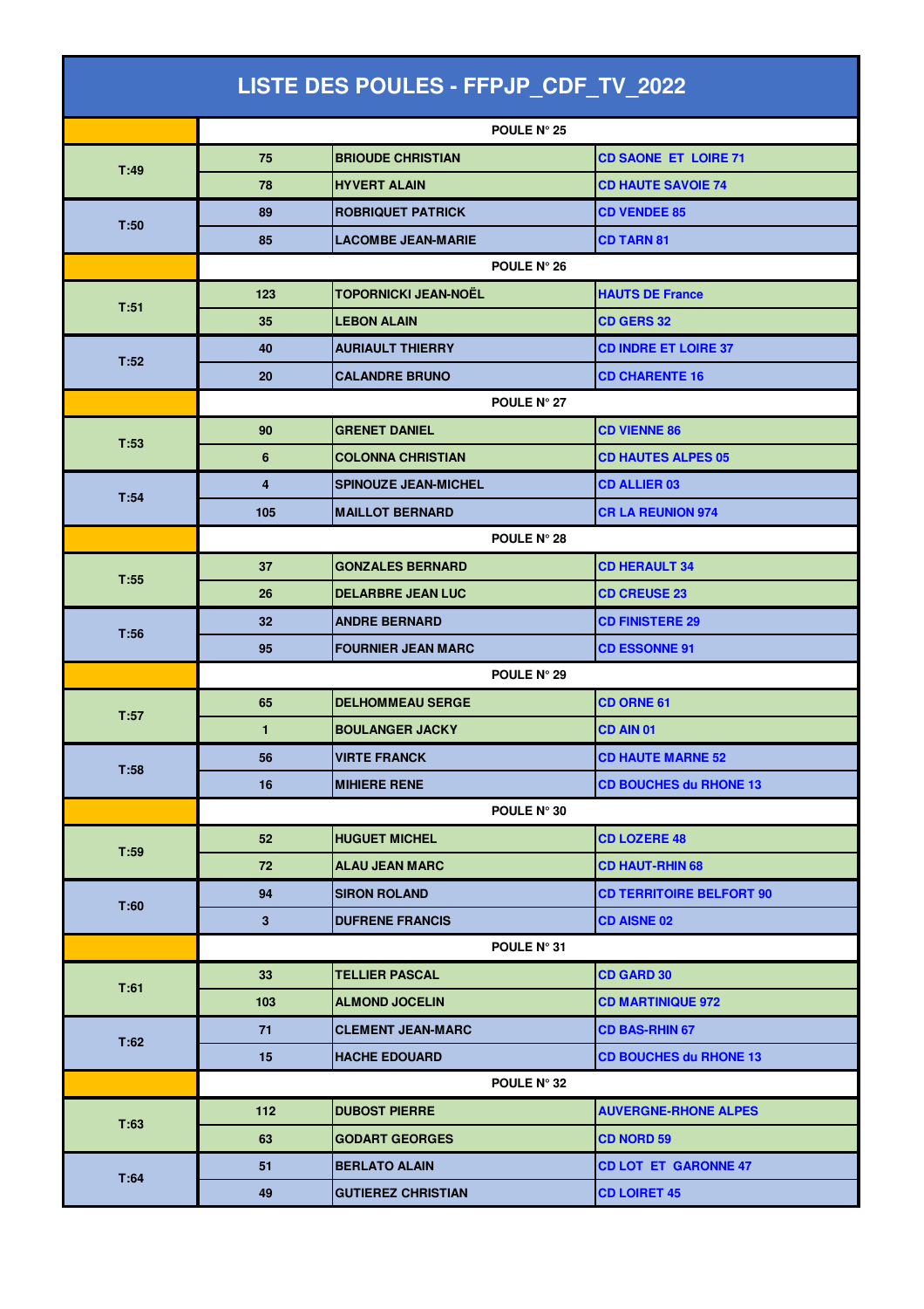# LISTE DES POULES - FFPJP_CDF_TV_2022

| | | | |
|---|---|---|---|
| | POULE N° 25 | | |
| T:49 | 75 | BRIOUDE CHRISTIAN | CD SAONE ET LOIRE 71 |
| | 78 | HYVERT ALAIN | CD HAUTE SAVOIE 74 |
| T:50 | 89 | ROBRIQUET PATRICK | CD VENDEE 85 |
| | 85 | LACOMBE JEAN-MARIE | CD TARN 81 |
| | POULE N° 26 | | |
| T:51 | 123 | TOPORNICKI JEAN-NOËL | HAUTS DE France |
| | 35 | LEBON ALAIN | CD GERS 32 |
| T:52 | 40 | AURIAULT THIERRY | CD INDRE ET LOIRE 37 |
| | 20 | CALANDRE BRUNO | CD CHARENTE 16 |
| | POULE N° 27 | | |
| T:53 | 90 | GRENET DANIEL | CD VIENNE 86 |
| | 6 | COLONNA CHRISTIAN | CD HAUTES ALPES 05 |
| T:54 | 4 | SPINOUZE JEAN-MICHEL | CD ALLIER 03 |
| | 105 | MAILLOT BERNARD | CR LA REUNION 974 |
| | POULE N° 28 | | |
| T:55 | 37 | GONZALES BERNARD | CD HERAULT 34 |
| | 26 | DELARBRE JEAN LUC | CD CREUSE 23 |
| T:56 | 32 | ANDRE BERNARD | CD FINISTERE 29 |
| | 95 | FOURNIER JEAN MARC | CD ESSONNE 91 |
| | POULE N° 29 | | |
| T:57 | 65 | DELHOMMEAU SERGE | CD ORNE 61 |
| | 1 | BOULANGER JACKY | CD AIN 01 |
| T:58 | 56 | VIRTE FRANCK | CD HAUTE MARNE 52 |
| | 16 | MIHIERE RENE | CD BOUCHES du RHONE 13 |
| | POULE N° 30 | | |
| T:59 | 52 | HUGUET MICHEL | CD LOZERE 48 |
| | 72 | ALAU JEAN MARC | CD HAUT-RHIN 68 |
| T:60 | 94 | SIRON ROLAND | CD TERRITOIRE BELFORT 90 |
| | 3 | DUFRENE FRANCIS | CD AISNE 02 |
| | POULE N° 31 | | |
| T:61 | 33 | TELLIER PASCAL | CD GARD 30 |
| | 103 | ALMOND JOCELIN | CD MARTINIQUE 972 |
| T:62 | 71 | CLEMENT JEAN-MARC | CD BAS-RHIN 67 |
| | 15 | HACHE EDOUARD | CD BOUCHES du RHONE 13 |
| | POULE N° 32 | | |
| T:63 | 112 | DUBOST PIERRE | AUVERGNE-RHONE ALPES |
| | 63 | GODART GEORGES | CD NORD 59 |
| T:64 | 51 | BERLATO ALAIN | CD LOT ET GARONNE 47 |
| | 49 | GUTIEREZ CHRISTIAN | CD LOIRET 45 |